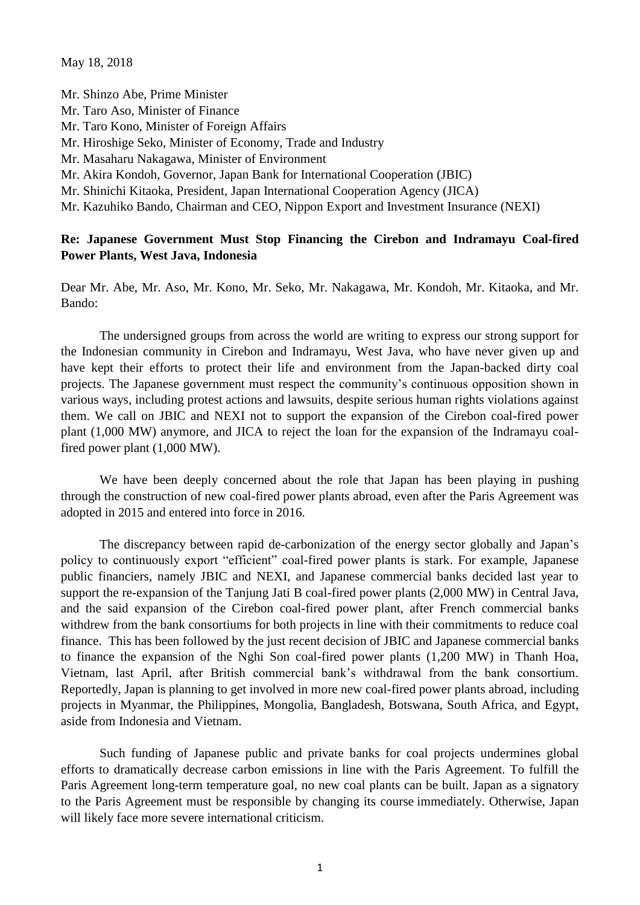May 18, 2018

Mr. Shinzo Abe, Prime Minister
Mr. Taro Aso, Minister of Finance
Mr. Taro Kono, Minister of Foreign Affairs
Mr. Hiroshige Seko, Minister of Economy, Trade and Industry
Mr. Masaharu Nakagawa, Minister of Environment
Mr. Akira Kondoh, Governor, Japan Bank for International Cooperation (JBIC)
Mr. Shinichi Kitaoka, President, Japan International Cooperation Agency (JICA)
Mr. Kazuhiko Bando, Chairman and CEO, Nippon Export and Investment Insurance (NEXI)

**Re: Japanese Government Must Stop Financing the Cirebon and Indramayu Coal-fired Power Plants, West Java, Indonesia**

Dear Mr. Abe, Mr. Aso, Mr. Kono, Mr. Seko, Mr. Nakagawa, Mr. Kondoh, Mr. Kitaoka, and Mr. Bando:

The undersigned groups from across the world are writing to express our strong support for the Indonesian community in Cirebon and Indramayu, West Java, who have never given up and have kept their efforts to protect their life and environment from the Japan-backed dirty coal projects. The Japanese government must respect the community's continuous opposition shown in various ways, including protest actions and lawsuits, despite serious human rights violations against them. We call on JBIC and NEXI not to support the expansion of the Cirebon coal-fired power plant (1,000 MW) anymore, and JICA to reject the loan for the expansion of the Indramayu coal-fired power plant (1,000 MW).

We have been deeply concerned about the role that Japan has been playing in pushing through the construction of new coal-fired power plants abroad, even after the Paris Agreement was adopted in 2015 and entered into force in 2016.

The discrepancy between rapid de-carbonization of the energy sector globally and Japan's policy to continuously export "efficient" coal-fired power plants is stark. For example, Japanese public financiers, namely JBIC and NEXI, and Japanese commercial banks decided last year to support the re-expansion of the Tanjung Jati B coal-fired power plants (2,000 MW) in Central Java, and the said expansion of the Cirebon coal-fired power plant, after French commercial banks withdrew from the bank consortiums for both projects in line with their commitments to reduce coal finance. This has been followed by the just recent decision of JBIC and Japanese commercial banks to finance the expansion of the Nghi Son coal-fired power plants (1,200 MW) in Thanh Hoa, Vietnam, last April, after British commercial bank's withdrawal from the bank consortium. Reportedly, Japan is planning to get involved in more new coal-fired power plants abroad, including projects in Myanmar, the Philippines, Mongolia, Bangladesh, Botswana, South Africa, and Egypt, aside from Indonesia and Vietnam.

Such funding of Japanese public and private banks for coal projects undermines global efforts to dramatically decrease carbon emissions in line with the Paris Agreement. To fulfill the Paris Agreement long-term temperature goal, no new coal plants can be built. Japan as a signatory to the Paris Agreement must be responsible by changing its course immediately. Otherwise, Japan will likely face more severe international criticism.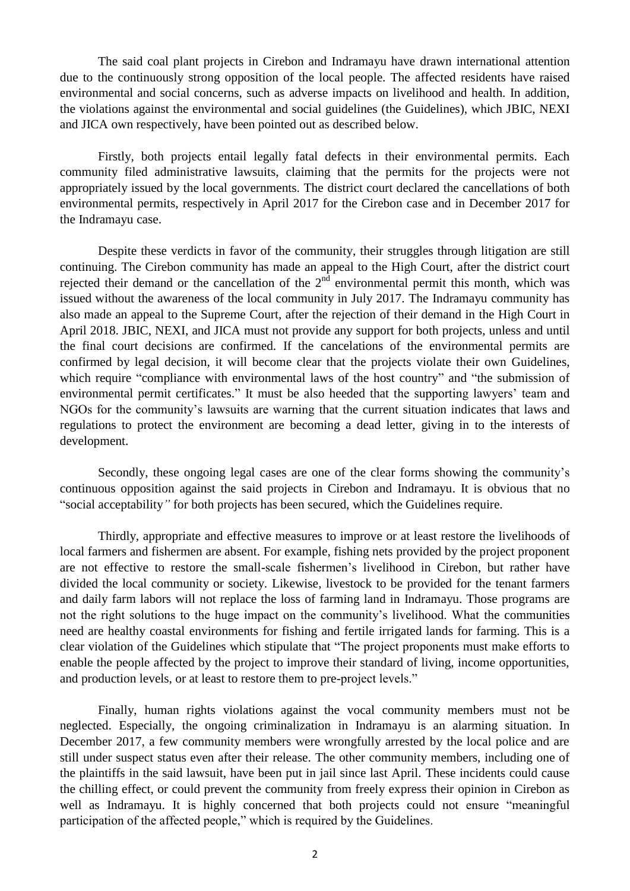The said coal plant projects in Cirebon and Indramayu have drawn international attention due to the continuously strong opposition of the local people. The affected residents have raised environmental and social concerns, such as adverse impacts on livelihood and health. In addition, the violations against the environmental and social guidelines (the Guidelines), which JBIC, NEXI and JICA own respectively, have been pointed out as described below.

Firstly, both projects entail legally fatal defects in their environmental permits. Each community filed administrative lawsuits, claiming that the permits for the projects were not appropriately issued by the local governments. The district court declared the cancellations of both environmental permits, respectively in April 2017 for the Cirebon case and in December 2017 for the Indramayu case.

Despite these verdicts in favor of the community, their struggles through litigation are still continuing. The Cirebon community has made an appeal to the High Court, after the district court rejected their demand or the cancellation of the 2nd environmental permit this month, which was issued without the awareness of the local community in July 2017. The Indramayu community has also made an appeal to the Supreme Court, after the rejection of their demand in the High Court in April 2018. JBIC, NEXI, and JICA must not provide any support for both projects, unless and until the final court decisions are confirmed. If the cancelations of the environmental permits are confirmed by legal decision, it will become clear that the projects violate their own Guidelines, which require "compliance with environmental laws of the host country" and "the submission of environmental permit certificates." It must be also heeded that the supporting lawyers' team and NGOs for the community's lawsuits are warning that the current situation indicates that laws and regulations to protect the environment are becoming a dead letter, giving in to the interests of development.

Secondly, these ongoing legal cases are one of the clear forms showing the community's continuous opposition against the said projects in Cirebon and Indramayu. It is obvious that no "social acceptability" for both projects has been secured, which the Guidelines require.

Thirdly, appropriate and effective measures to improve or at least restore the livelihoods of local farmers and fishermen are absent. For example, fishing nets provided by the project proponent are not effective to restore the small-scale fishermen's livelihood in Cirebon, but rather have divided the local community or society. Likewise, livestock to be provided for the tenant farmers and daily farm labors will not replace the loss of farming land in Indramayu. Those programs are not the right solutions to the huge impact on the community's livelihood. What the communities need are healthy coastal environments for fishing and fertile irrigated lands for farming. This is a clear violation of the Guidelines which stipulate that "The project proponents must make efforts to enable the people affected by the project to improve their standard of living, income opportunities, and production levels, or at least to restore them to pre-project levels."

Finally, human rights violations against the vocal community members must not be neglected. Especially, the ongoing criminalization in Indramayu is an alarming situation. In December 2017, a few community members were wrongfully arrested by the local police and are still under suspect status even after their release. The other community members, including one of the plaintiffs in the said lawsuit, have been put in jail since last April. These incidents could cause the chilling effect, or could prevent the community from freely express their opinion in Cirebon as well as Indramayu. It is highly concerned that both projects could not ensure "meaningful participation of the affected people," which is required by the Guidelines.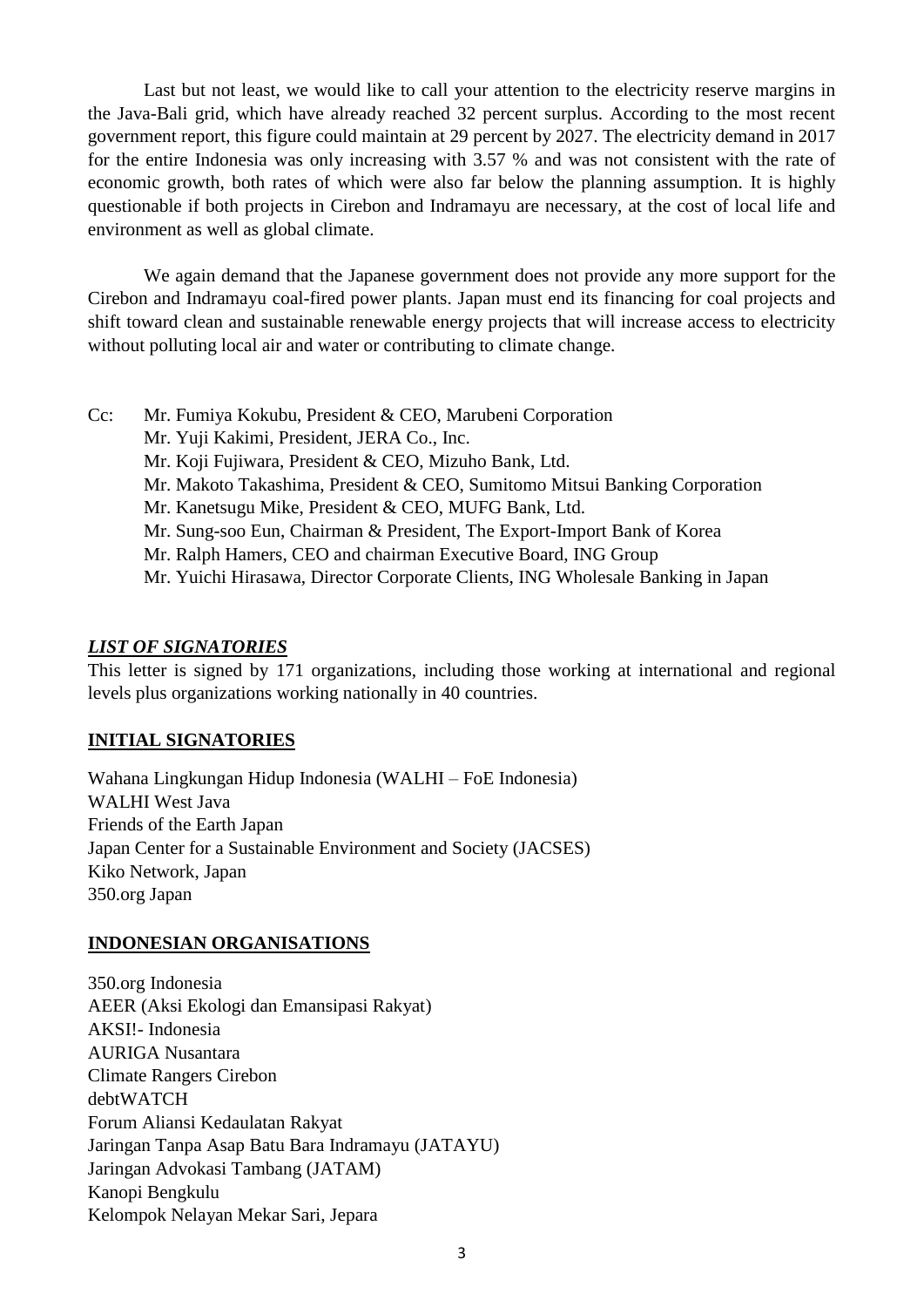Last but not least, we would like to call your attention to the electricity reserve margins in the Java-Bali grid, which have already reached 32 percent surplus. According to the most recent government report, this figure could maintain at 29 percent by 2027. The electricity demand in 2017 for the entire Indonesia was only increasing with 3.57 % and was not consistent with the rate of economic growth, both rates of which were also far below the planning assumption. It is highly questionable if both projects in Cirebon and Indramayu are necessary, at the cost of local life and environment as well as global climate.

We again demand that the Japanese government does not provide any more support for the Cirebon and Indramayu coal-fired power plants. Japan must end its financing for coal projects and shift toward clean and sustainable renewable energy projects that will increase access to electricity without polluting local air and water or contributing to climate change.

Cc: Mr. Fumiya Kokubu, President & CEO, Marubeni Corporation
Mr. Yuji Kakimi, President, JERA Co., Inc.
Mr. Koji Fujiwara, President & CEO, Mizuho Bank, Ltd.
Mr. Makoto Takashima, President & CEO, Sumitomo Mitsui Banking Corporation
Mr. Kanetsugu Mike, President & CEO, MUFG Bank, Ltd.
Mr. Sung-soo Eun, Chairman & President, The Export-Import Bank of Korea
Mr. Ralph Hamers, CEO and chairman Executive Board, ING Group
Mr. Yuichi Hirasawa, Director Corporate Clients, ING Wholesale Banking in Japan

***LIST OF SIGNATORIES***

This letter is signed by 171 organizations, including those working at international and regional levels plus organizations working nationally in 40 countries.

**INITIAL SIGNATORIES**

Wahana Lingkungan Hidup Indonesia (WALHI – FoE Indonesia)
WALHI West Java
Friends of the Earth Japan
Japan Center for a Sustainable Environment and Society (JACSES)
Kiko Network, Japan
350.org Japan

**INDONESIAN ORGANISATIONS**

350.org Indonesia
AEER (Aksi Ekologi dan Emansipasi Rakyat)
AKSI!- Indonesia
AURIGA Nusantara
Climate Rangers Cirebon
debtWATCH
Forum Aliansi Kedaulatan Rakyat
Jaringan Tanpa Asap Batu Bara Indramayu (JATAYU)
Jaringan Advokasi Tambang (JATAM)
Kanopi Bengkulu
Kelompok Nelayan Mekar Sari, Jepara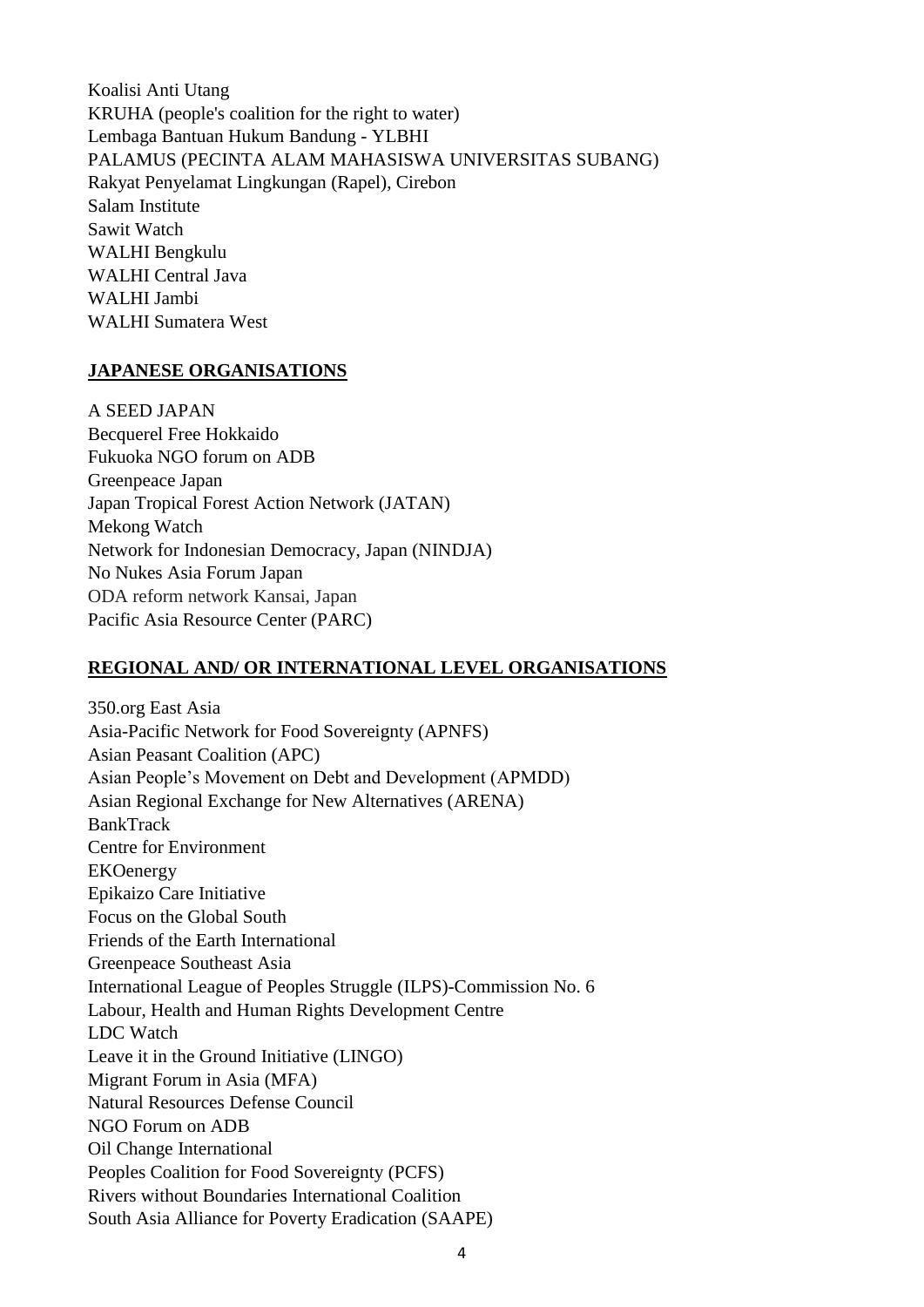Koalisi Anti Utang
KRUHA (people's coalition for the right to water)
Lembaga Bantuan Hukum Bandung - YLBHI
PALAMUS (PECINTA ALAM MAHASISWA UNIVERSITAS SUBANG)
Rakyat Penyelamat Lingkungan (Rapel), Cirebon
Salam Institute
Sawit Watch
WALHI Bengkulu
WALHI Central Java
WALHI Jambi
WALHI Sumatera West

## JAPANESE ORGANISATIONS

A SEED JAPAN
Becquerel Free Hokkaido
Fukuoka NGO forum on ADB
Greenpeace Japan
Japan Tropical Forest Action Network (JATAN)
Mekong Watch
Network for Indonesian Democracy, Japan (NINDJA)
No Nukes Asia Forum Japan
ODA reform network Kansai, Japan
Pacific Asia Resource Center (PARC)

## REGIONAL AND/ OR INTERNATIONAL LEVEL ORGANISATIONS

350.org East Asia
Asia-Pacific Network for Food Sovereignty (APNFS)
Asian Peasant Coalition (APC)
Asian People's Movement on Debt and Development (APMDD)
Asian Regional Exchange for New Alternatives (ARENA)
BankTrack
Centre for Environment
EKOenergy
Epikaizo Care Initiative
Focus on the Global South
Friends of the Earth International
Greenpeace Southeast Asia
International League of Peoples Struggle (ILPS)-Commission No. 6
Labour, Health and Human Rights Development Centre
LDC Watch
Leave it in the Ground Initiative (LINGO)
Migrant Forum in Asia (MFA)
Natural Resources Defense Council
NGO Forum on ADB
Oil Change International
Peoples Coalition for Food Sovereignty (PCFS)
Rivers without Boundaries International Coalition
South Asia Alliance for Poverty Eradication (SAAPE)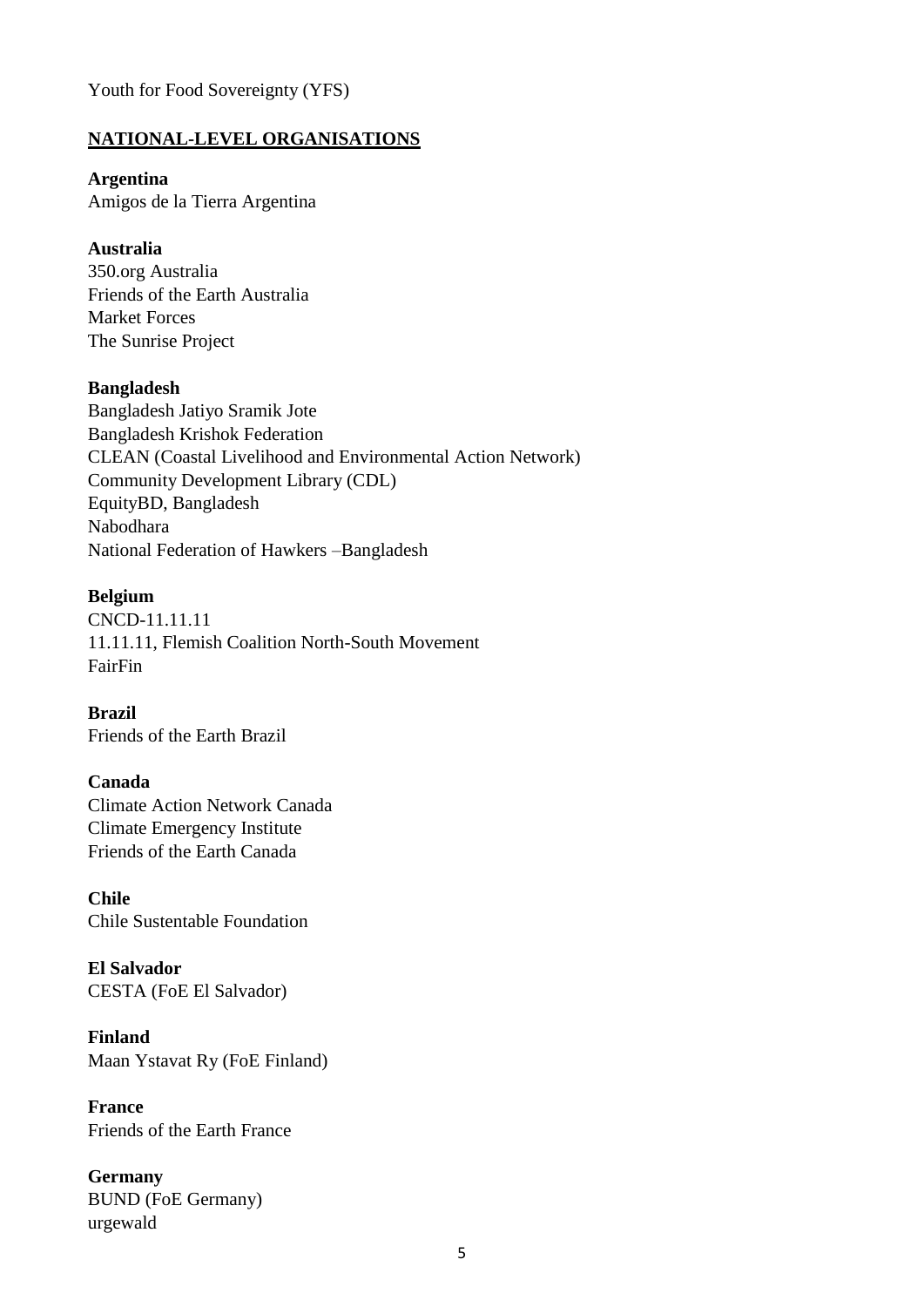Youth for Food Sovereignty (YFS)

## NATIONAL-LEVEL ORGANISATIONS

**Argentina**
Amigos de la Tierra Argentina

**Australia**
350.org Australia
Friends of the Earth Australia
Market Forces
The Sunrise Project

**Bangladesh**
Bangladesh Jatiyo Sramik Jote
Bangladesh Krishok Federation
CLEAN (Coastal Livelihood and Environmental Action Network)
Community Development Library (CDL)
EquityBD, Bangladesh
Nabodhara
National Federation of Hawkers –Bangladesh

**Belgium**
CNCD-11.11.11
11.11.11, Flemish Coalition North-South Movement
FairFin

**Brazil**
Friends of the Earth Brazil

**Canada**
Climate Action Network Canada
Climate Emergency Institute
Friends of the Earth Canada

**Chile**
Chile Sustentable Foundation

**El Salvador**
CESTA (FoE El Salvador)

**Finland**
Maan Ystavat Ry (FoE Finland)

**France**
Friends of the Earth France

**Germany**
BUND (FoE Germany)
urgewald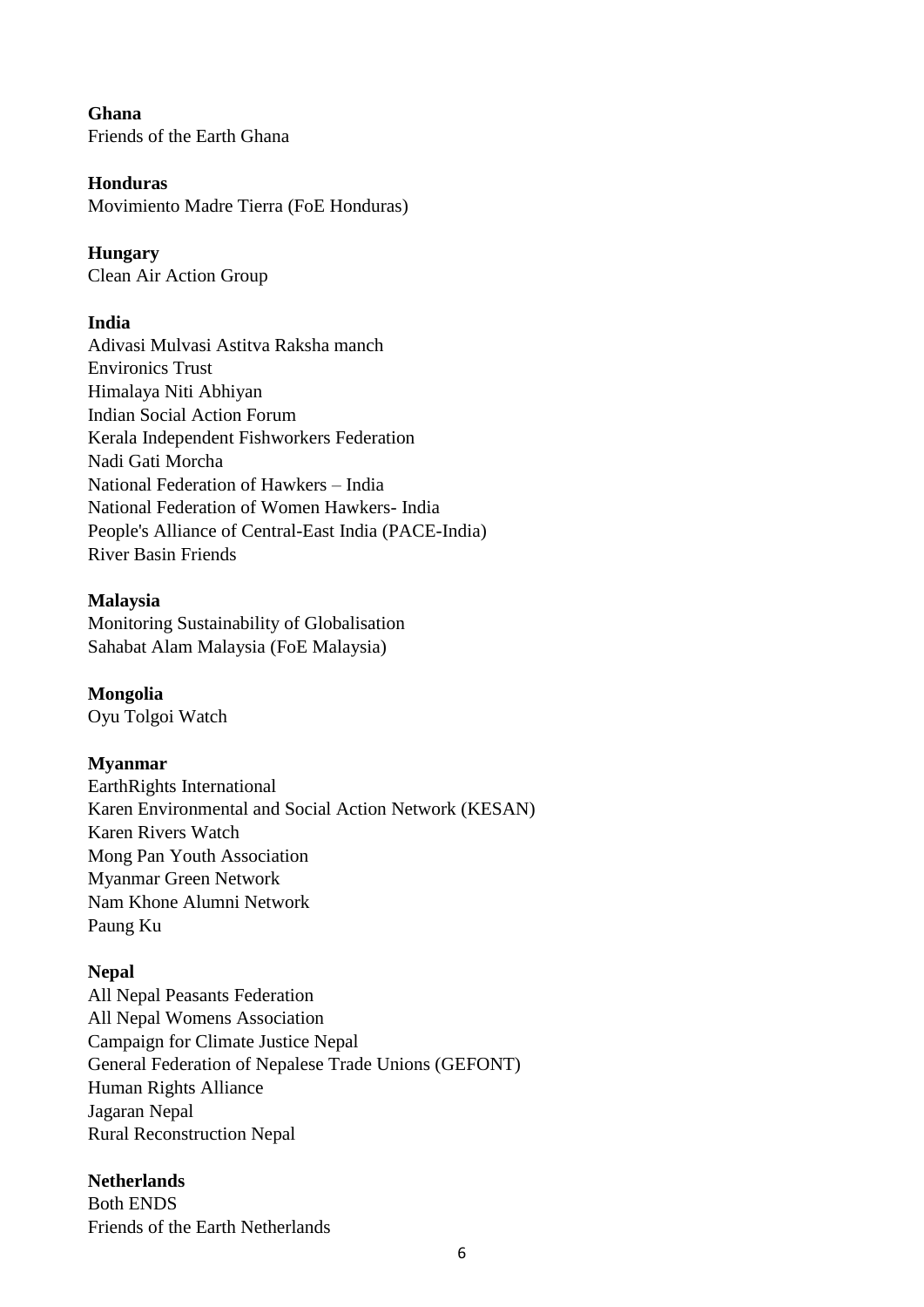**Ghana**
Friends of the Earth Ghana

**Honduras**
Movimiento Madre Tierra (FoE Honduras)

**Hungary**
Clean Air Action Group

**India**
Adivasi Mulvasi Astitva Raksha manch
Environics Trust
Himalaya Niti Abhiyan
Indian Social Action Forum
Kerala Independent Fishworkers Federation
Nadi Gati Morcha
National Federation of Hawkers – India
National Federation of Women Hawkers- India
People's Alliance of Central-East India (PACE-India)
River Basin Friends

**Malaysia**
Monitoring Sustainability of Globalisation
Sahabat Alam Malaysia (FoE Malaysia)

**Mongolia**
Oyu Tolgoi Watch

**Myanmar**
EarthRights International
Karen Environmental and Social Action Network (KESAN)
Karen Rivers Watch
Mong Pan Youth Association
Myanmar Green Network
Nam Khone Alumni Network
Paung Ku

**Nepal**
All Nepal Peasants Federation
All Nepal Womens Association
Campaign for Climate Justice Nepal
General Federation of Nepalese Trade Unions (GEFONT)
Human Rights Alliance
Jagaran Nepal
Rural Reconstruction Nepal

**Netherlands**
Both ENDS
Friends of the Earth Netherlands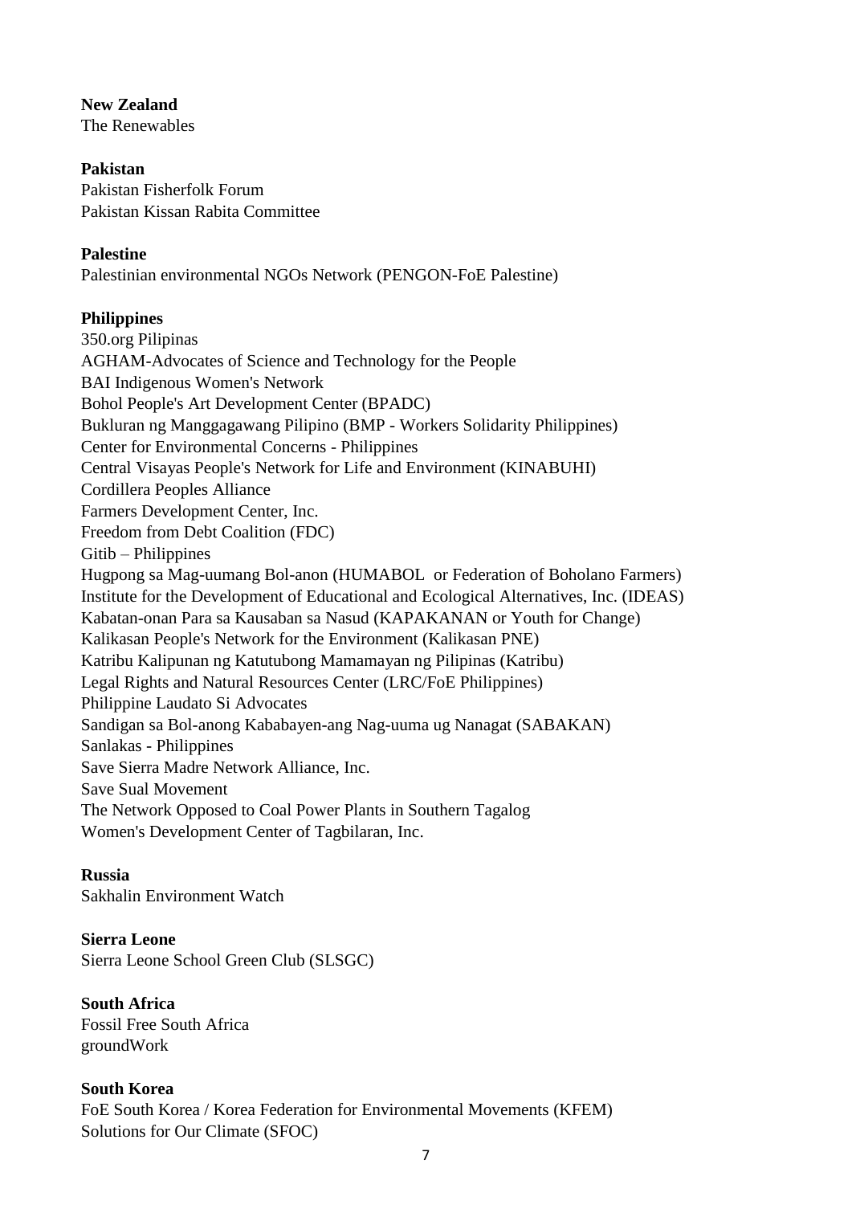**New Zealand**
The Renewables

**Pakistan**
Pakistan Fisherfolk Forum
Pakistan Kissan Rabita Committee

**Palestine**
Palestinian environmental NGOs Network (PENGON-FoE Palestine)

**Philippines**
350.org Pilipinas
AGHAM-Advocates of Science and Technology for the People
BAI Indigenous Women's Network
Bohol People's Art Development Center (BPADC)
Bukluran ng Manggagawang Pilipino (BMP - Workers Solidarity Philippines)
Center for Environmental Concerns - Philippines
Central Visayas People's Network for Life and Environment (KINABUHI)
Cordillera Peoples Alliance
Farmers Development Center, Inc.
Freedom from Debt Coalition (FDC)
Gitib – Philippines
Hugpong sa Mag-uumang Bol-anon (HUMABOL or Federation of Boholano Farmers)
Institute for the Development of Educational and Ecological Alternatives, Inc. (IDEAS)
Kabatan-onan Para sa Kausaban sa Nasud (KAPAKANAN or Youth for Change)
Kalikasan People's Network for the Environment (Kalikasan PNE)
Katribu Kalipunan ng Katutubong Mamamayan ng Pilipinas (Katribu)
Legal Rights and Natural Resources Center (LRC/FoE Philippines)
Philippine Laudato Si Advocates
Sandigan sa Bol-anong Kababayen-ang Nag-uuma ug Nanagat (SABAKAN)
Sanlakas - Philippines
Save Sierra Madre Network Alliance, Inc.
Save Sual Movement
The Network Opposed to Coal Power Plants in Southern Tagalog
Women's Development Center of Tagbilaran, Inc.

**Russia**
Sakhalin Environment Watch

**Sierra Leone**
Sierra Leone School Green Club (SLSGC)

**South Africa**
Fossil Free South Africa
groundWork

**South Korea**
FoE South Korea / Korea Federation for Environmental Movements (KFEM)
Solutions for Our Climate (SFOC)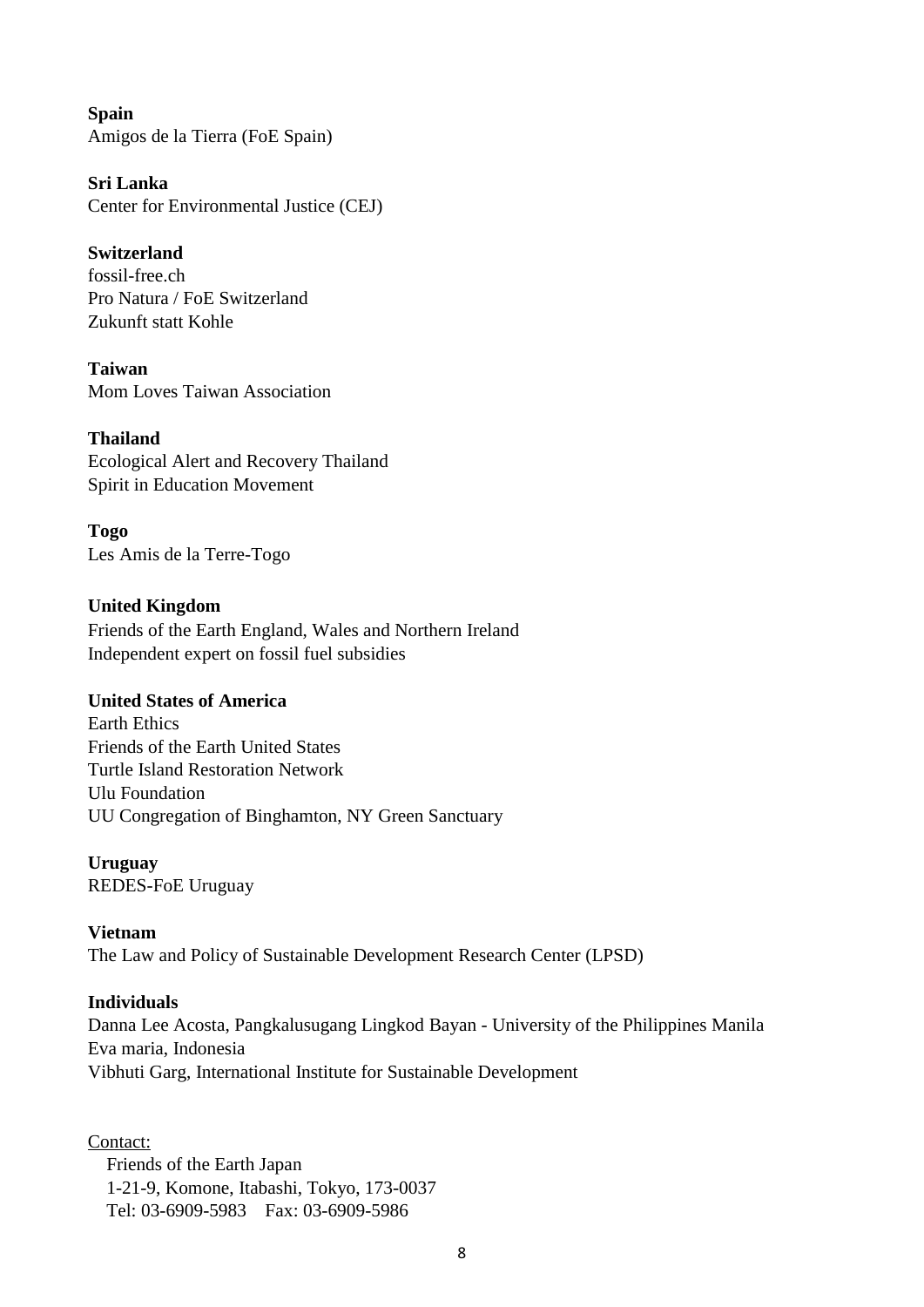**Spain**
Amigos de la Tierra (FoE Spain)

**Sri Lanka**
Center for Environmental Justice (CEJ)

**Switzerland**
fossil-free.ch
Pro Natura / FoE Switzerland
Zukunft statt Kohle

**Taiwan**
Mom Loves Taiwan Association

**Thailand**
Ecological Alert and Recovery Thailand
Spirit in Education Movement

**Togo**
Les Amis de la Terre-Togo

**United Kingdom**
Friends of the Earth England, Wales and Northern Ireland
Independent expert on fossil fuel subsidies

**United States of America**
Earth Ethics
Friends of the Earth United States
Turtle Island Restoration Network
Ulu Foundation
UU Congregation of Binghamton, NY Green Sanctuary

**Uruguay**
REDES-FoE Uruguay

**Vietnam**
The Law and Policy of Sustainable Development Research Center (LPSD)

**Individuals**
Danna Lee Acosta, Pangkalusugang Lingkod Bayan - University of the Philippines Manila
Eva maria, Indonesia
Vibhuti Garg, International Institute for Sustainable Development

Contact:
Friends of the Earth Japan
1-21-9, Komone, Itabashi, Tokyo, 173-0037
Tel: 03-6909-5983 Fax: 03-6909-5986